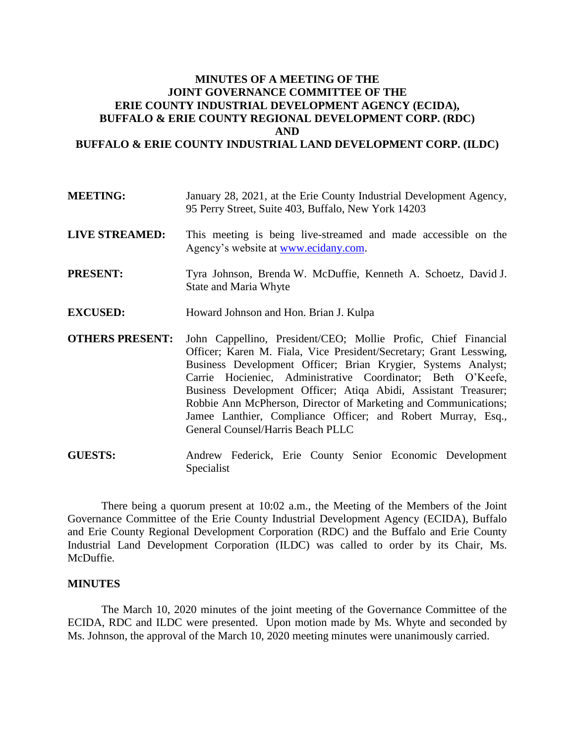# MINUTES OF A MEETING OF THE JOINT GOVERNANCE COMMITTEE OF THE ERIE COUNTY INDUSTRIAL DEVELOPMENT AGENCY (ECIDA), BUFFALO & ERIE COUNTY REGIONAL DEVELOPMENT CORP. (RDC) AND BUFFALO & ERIE COUNTY INDUSTRIAL LAND DEVELOPMENT CORP. (ILDC)

**MEETING:** January 28, 2021, at the Erie County Industrial Development Agency, 95 Perry Street, Suite 403, Buffalo, New York 14203

**LIVE STREAMED:** This meeting is being live-streamed and made accessible on the Agency's website at www.ecidany.com.

**PRESENT:** Tyra Johnson, Brenda W. McDuffie, Kenneth A. Schoetz, David J. State and Maria Whyte

**EXCUSED:** Howard Johnson and Hon. Brian J. Kulpa

**OTHERS PRESENT:** John Cappellino, President/CEO; Mollie Profic, Chief Financial Officer; Karen M. Fiala, Vice President/Secretary; Grant Lesswing, Business Development Officer; Brian Krygier, Systems Analyst; Carrie Hocieniec, Administrative Coordinator; Beth O'Keefe, Business Development Officer; Atiqa Abidi, Assistant Treasurer; Robbie Ann McPherson, Director of Marketing and Communications; Jamee Lanthier, Compliance Officer; and Robert Murray, Esq., General Counsel/Harris Beach PLLC

**GUESTS:** Andrew Federick, Erie County Senior Economic Development Specialist

There being a quorum present at 10:02 a.m., the Meeting of the Members of the Joint Governance Committee of the Erie County Industrial Development Agency (ECIDA), Buffalo and Erie County Regional Development Corporation (RDC) and the Buffalo and Erie County Industrial Land Development Corporation (ILDC) was called to order by its Chair, Ms. McDuffie.

## MINUTES

The March 10, 2020 minutes of the joint meeting of the Governance Committee of the ECIDA, RDC and ILDC were presented. Upon motion made by Ms. Whyte and seconded by Ms. Johnson, the approval of the March 10, 2020 meeting minutes were unanimously carried.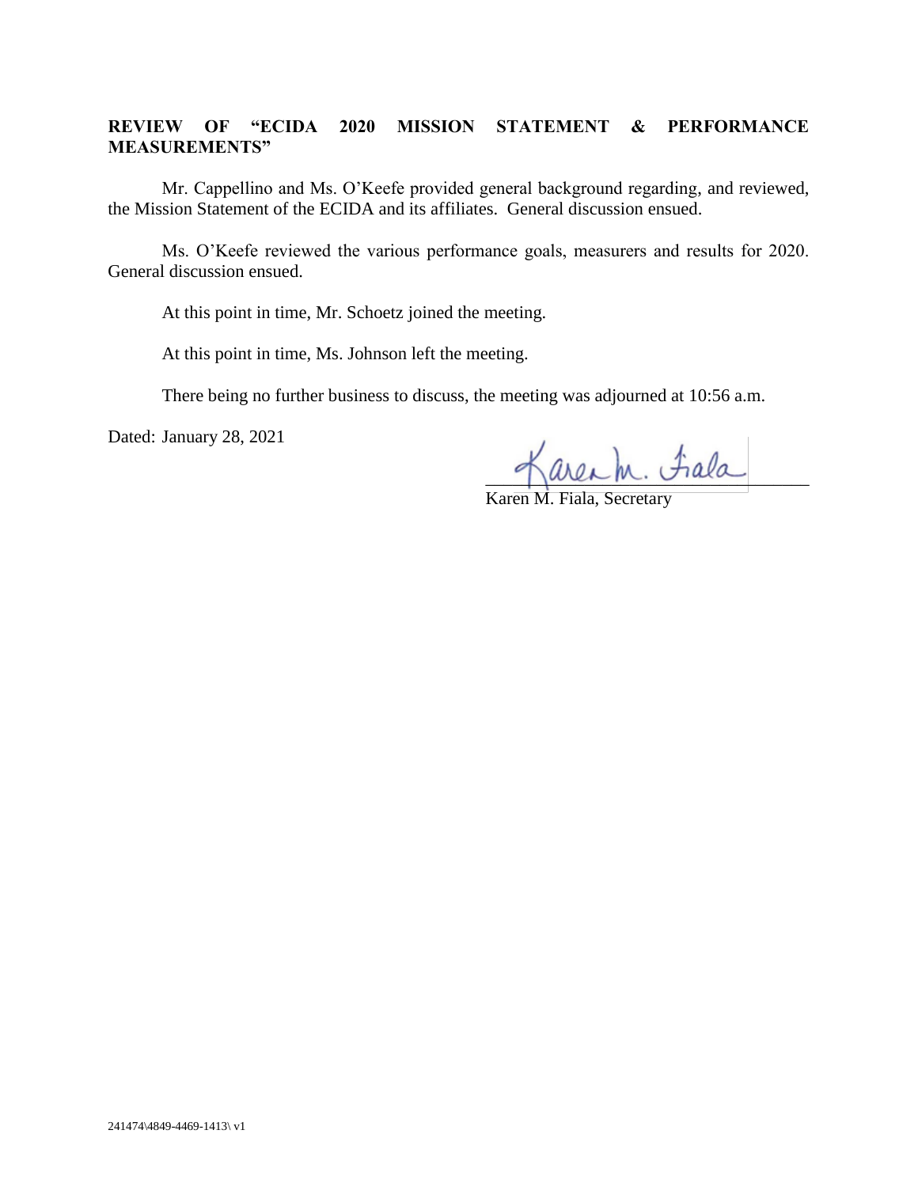**REVIEW OF "ECIDA 2020 MISSION STATEMENT & PERFORMANCE MEASUREMENTS"**

Mr. Cappellino and Ms. O'Keefe provided general background regarding, and reviewed, the Mission Statement of the ECIDA and its affiliates. General discussion ensued.

Ms. O'Keefe reviewed the various performance goals, measurers and results for 2020. General discussion ensued.

At this point in time, Mr. Schoetz joined the meeting.

At this point in time, Ms. Johnson left the meeting.

There being no further business to discuss, the meeting was adjourned at 10:56 a.m.

Dated: January 28, 2021

Karen M. Fiala

Karen M. Fiala, Secretary

241474\4849-4469-1413\ v1